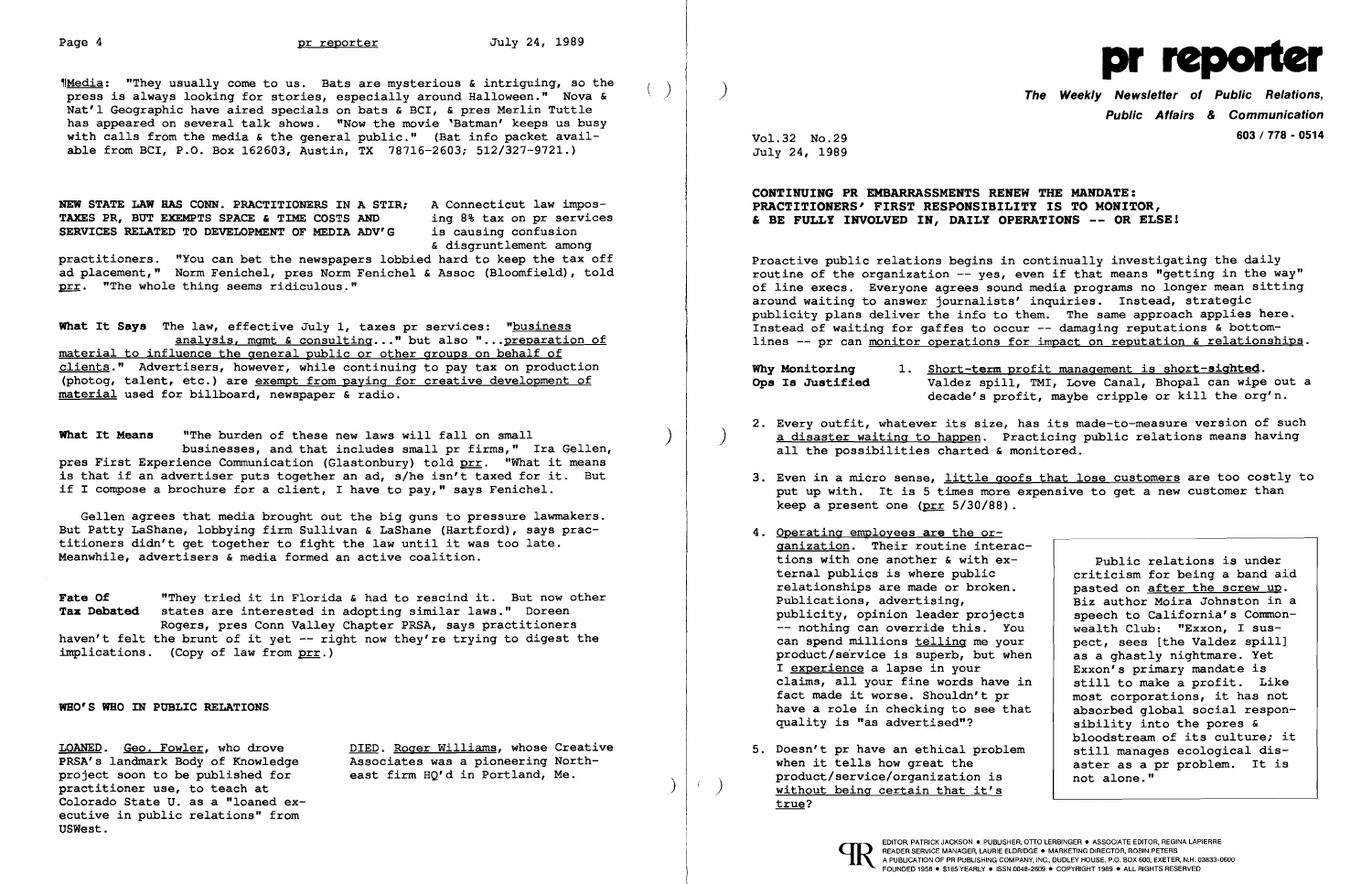¶Media: "They usually come to us. Bats are mysterious & intriguing, so the press is always looking for stories, especially around Halloween." Nova & Nat'l Geographic have aired specials on bats & BCI, & pres Merlin Tuttle has appeared on several talk shows. "Now the movie 'Batman' keeps us busy with calls from the media & the general public." (Bat info packet available from BCI, P.O. Box 162603, Austin, TX 78716-2603; 512/327-9721.)

**NEW STATE LAW HAS CONN. PRACTITIONERS IN A STIR; TAXES PR, BUT EXEMPTS SPACE & TIME COSTS AND SERVICES RELATED TO DEVELOPMENT OF MEDIA ADV'G**

A Connecticut law imposing 8% tax on pr services is causing confusion & disgruntlement among practitioners. "You can bet the newspapers lobbied hard to keep the tax off ad placement," Norm Fenichel, pres Norm Fenichel & Assoc (Bloomfield), told prr. "The whole thing seems ridiculous."

**What It Says** The law, effective July 1, taxes pr services: "business analysis, mgmt & consulting..." but also "...preparation of material to influence the general public or other groups on behalf of clients." Advertisers, however, while continuing to pay tax on production (photog, talent, etc.) are exempt from paying for creative development of material used for billboard, newspaper & radio.

**What It Means** "The burden of these new laws will fall on small businesses, and that includes small pr firms," Ira Gellen, pres First Experience Communication (Glastonbury) told prr. "What it means is that if an advertiser puts together an ad, s/he isn't taxed for it. But if I compose a brochure for a client, I have to pay," says Fenichel.

Gellen agrees that media brought out the big guns to pressure lawmakers. But Patty LaShane, lobbying firm Sullivan & LaShane (Hartford), says practitioners didn't get together to fight the law until it was too late. Meanwhile, advertisers & media formed an active coalition.

**Fate Of Tax Debated** "They tried it in Florida & had to rescind it. But now other states are interested in adopting similar laws." Doreen Rogers, pres Conn Valley Chapter PRSA, says practitioners haven't felt the brunt of it -- right now they're trying to digest the implications. (Copy of law from prr.)

## WHO'S WHO IN PUBLIC RELATIONS

LOANED. Geo. Fowler, who drove PRSA's landmark Body of Knowledge project soon to be published for practitioner use, to teach at Colorado State U. as a "loaned executive in public relations" from USWest.

DIED. Roger Williams, whose Creative Associates was a pioneering Northeast firm HQ'd in Portland, Me.

# pr reporter

**The Weekly Newsletter of Public Relations, Public Affairs & Communication**

Vol.32 No.29
July 24, 1989

603 / 778 - 0514

## CONTINUING PR EMBARRASSMENTS RENEW THE MANDATE: PRACTITIONERS' FIRST RESPONSIBILITY IS TO MONITOR, & BE FULLY INVOLVED IN, DAILY OPERATIONS -- OR ELSE!

Proactive public relations begins in continually investigating the daily routine of the organization -- yes, even if that means "getting in the way" of line execs. Everyone agrees sound media programs no longer mean sitting around waiting to answer journalists' inquiries. Instead, strategic publicity plans deliver the info to them. The same approach applies here. Instead of waiting for gaffes to occur -- damaging reputations & bottom-lines -- pr can monitor operations for impact on reputation & relationships.

**Why Monitoring Ops Is Justified**

1. Short-term profit management is short-sighted. Valdez spill, TMI, Love Canal, Bhopal can wipe out a decade's profit, maybe cripple or kill the org'n.

2. Every outfit, whatever its size, has its made-to-measure version of such a disaster waiting to happen. Practicing public relations means having all the possibilities charted & monitored.

3. Even in a micro sense, little goofs that lose customers are too costly to put up with. It is 5 times more expensive to get a new customer than keep a present one (prr 5/30/88).

4. Operating employees are the organization. Their routine interactions with one another & with external publics is where public relationships are made or broken. Publications, advertising, publicity, opinion leader projects -- nothing can override this. You can spend millions telling me your product/service is superb, but when I experience a lapse in your claims, all your fine words have in fact made it worse. Shouldn't pr have a role in checking to see that quality is "as advertised"?

5. Doesn't pr have an ethical problem when it tells how great the product/service/organization is without being certain that it's true?

> Public relations is under criticism for being a band aid pasted on after the screw up. Biz author Moira Johnston in a speech to California's Commonwealth Club: "Exxon, I suspect, sees [the Valdez spill] as a ghastly nightmare. Yet Exxon's primary mandate is still to make a profit. Like most corporations, it has not absorbed global social responsibility into the pores & bloodstream of its culture; it still manages ecological disaster as a pr problem. It is not alone."

EDITOR, PATRICK JACKSON • PUBLISHER, OTTO LERBINGER • ASSOCIATE EDITOR, REGINA LAPIERRE
READER SERVICE MANAGER, LAURIE ELDRIDGE • MARKETING DIRECTOR, ROBIN PETERS
A PUBLICATION OF PR PUBLISHING COMPANY, INC., DUDLEY HOUSE, P.O. BOX 600, EXETER, N.H. 03833-0600
FOUNDED 1958 • $165 YEARLY • ISSN 0048-2609 • COPYRIGHT 1989 • ALL RIGHTS RESERVED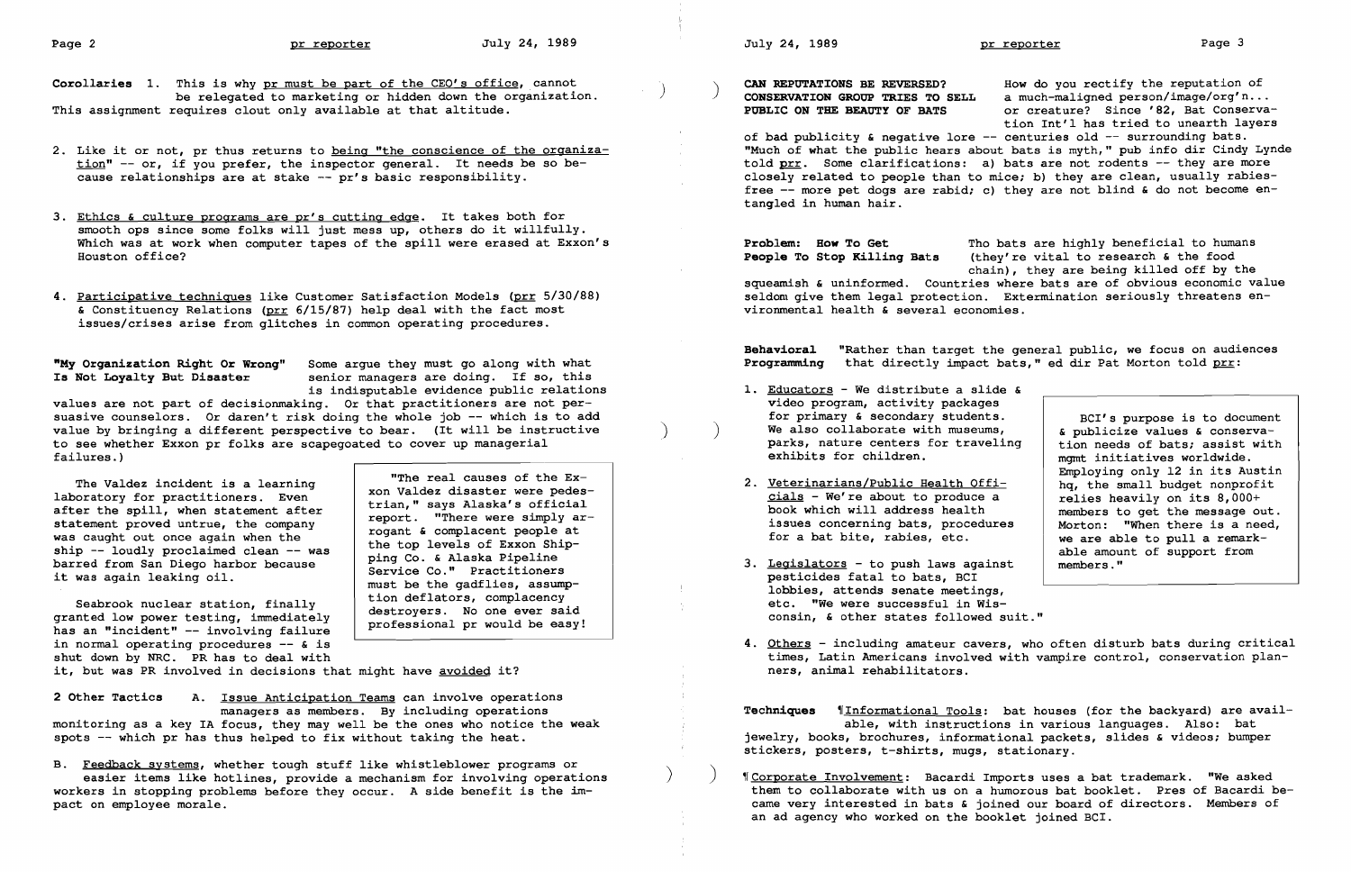**Corollaries** 1. This is why pr must be part of the CEO's office, cannot be relegated to marketing or hidden down the organization. This assignment requires clout only available at that altitude.

2. Like it or not, pr thus returns to being "the conscience of the organization" -- or, if you prefer, the inspector general. It needs be so because relationships are at stake -- pr's basic responsibility.

3. Ethics & culture programs are pr's cutting edge. It takes both for smooth ops since some folks will just mess up, others do it willfully. Which was at work when computer tapes of the spill were erased at Exxon's Houston office?

4. Participative techniques like Customer Satisfaction Models (prr 5/30/88) & Constituency Relations (prr 6/15/87) help deal with the fact most issues/crises arise from glitches in common operating procedures.

**"My Organization Right Or Wrong" Is Not Loyalty But Disaster** Some argue they must go along with what senior managers are doing. If so, this is indisputable evidence public relations values are not part of decisionmaking. Or that practitioners are not persuasive counselors. Or daren't risk doing the whole job -- which is to add value by bringing a different perspective to bear. (It will be instructive to see whether Exxon pr folks are scapegoated to cover up managerial failures.)

The Valdez incident is a learning laboratory for practitioners. Even after the spill, when statement after statement proved untrue, the company was caught out once again when the ship -- loudly proclaimed clean -- was barred from San Diego harbor because it was again leaking oil.

Seabrook nuclear station, finally granted low power testing, immediately has an "incident" -- involving failure in normal operating procedures -- & is shut down by NRC. PR has to deal with it, but was PR involved in decisions that might have avoided it?

> "The real causes of the Exxon Valdez disaster were pedestrian," says Alaska's official report. "There were simply arrogant & complacent people at the top levels of Exxon Shipping Co. & Alaska Pipeline Service Co." Practitioners must be the gadflies, assumption deflators, complacency destroyers. No one ever said professional pr would be easy!

**2 Other Tactics** A. Issue Anticipation Teams can involve operations managers as members. By including operations monitoring as a key IA focus, they may well be the ones who notice the weak spots -- which pr has thus helped to fix without taking the heat.

B. Feedback systems, whether tough stuff like whistleblower programs or easier items like hotlines, provide a mechanism for involving operations workers in stopping problems before they occur. A side benefit is the impact on employee morale.

**CAN REPUTATIONS BE REVERSED? CONSERVATION GROUP TRIES TO SELL PUBLIC ON THE BEAUTY OF BATS** How do you rectify the reputation of a much-maligned person/image/org'n... or creature? Since '82, Bat Conservation Int'l has tried to unearth layers of bad publicity & negative lore -- centuries old -- surrounding bats. "Much of what the public hears about bats is myth," pub info dir Cindy Lynde told prr. Some clarifications: a) bats are not rodents -- they are more closely related to people than to mice; b) they are clean, usually rabies-free -- more pet dogs are rabid; c) they are not blind & do not become entangled in human hair.

**Problem: How To Get People To Stop Killing Bats** Tho bats are highly beneficial to humans (they're vital to research & the food chain), they are being killed off by the squeamish & uninformed. Countries where bats are of obvious economic value seldom give them legal protection. Extermination seriously threatens environmental health & several economies.

**Behavioral Programming** "Rather than target the general public, we focus on audiences that directly impact bats," ed dir Pat Morton told prr:

1. Educators - We distribute a slide & video program, activity packages for primary & secondary students. We also collaborate with museums, parks, nature centers for traveling exhibits for children.

2. Veterinarians/Public Health Officials - We're about to produce a book which will address health issues concerning bats, procedures for a bat bite, rabies, etc.

3. Legislators - to push laws against pesticides fatal to bats, BCI lobbies, attends senate meetings, etc. "We were successful in Wisconsin, & other states followed suit."

4. Others - including amateur cavers, who often disturb bats during critical times, Latin Americans involved with vampire control, conservation planners, animal rehabilitators.

> BCI's purpose is to document & publicize values & conservation needs of bats; assist with mgmt initiatives worldwide. Employing only 12 in its Austin hq, the small budget nonprofit relies heavily on its 8,000+ members to get the message out. Morton: "When there is a need, we are able to pull a remarkable amount of support from members."

**Techniques** ¶Informational Tools: bat houses (for the backyard) are available, with instructions in various languages. Also: bat jewelry, books, brochures, informational packets, slides & videos; bumper stickers, posters, t-shirts, mugs, stationary.

¶Corporate Involvement: Bacardi Imports uses a bat trademark. "We asked them to collaborate with us on a humorous bat booklet. Pres of Bacardi became very interested in bats & joined our board of directors. Members of an ad agency who worked on the booklet joined BCI.